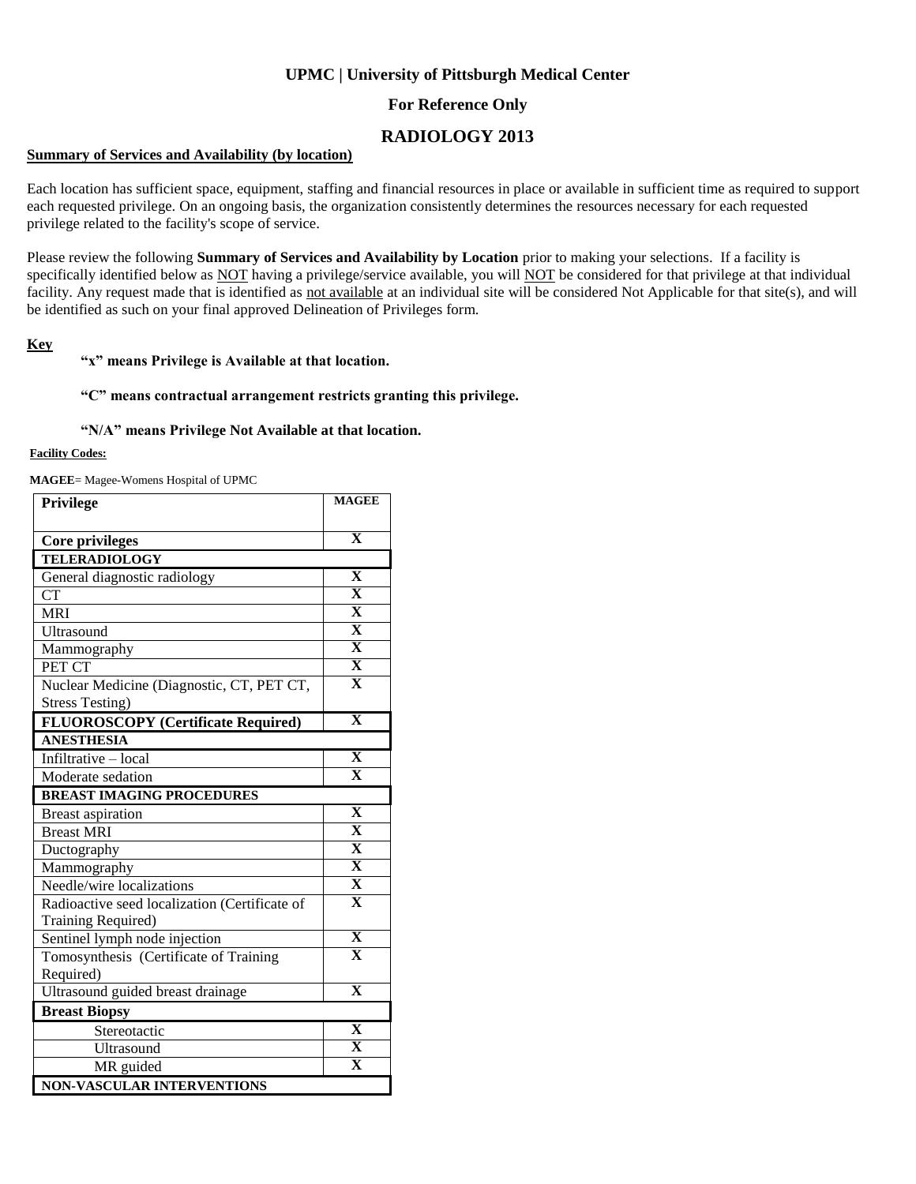**UPMC | University of Pittsburgh Medical Center**

**For Reference Only**

# RADIOLOGY 2013

**Summary of Services and Availability (by location)**

Each location has sufficient space, equipment, staffing and financial resources in place or available in sufficient time as required to support each requested privilege. On an ongoing basis, the organization consistently determines the resources necessary for each requested privilege related to the facility's scope of service.

Please review the following **Summary of Services and Availability by Location** prior to making your selections. If a facility is specifically identified below as NOT having a privilege/service available, you will NOT be considered for that privilege at that individual facility. Any request made that is identified as not available at an individual site will be considered Not Applicable for that site(s), and will be identified as such on your final approved Delineation of Privileges form.

**Key**

**"x" means Privilege is Available at that location.**

**"C" means contractual arrangement restricts granting this privilege.**

**"N/A" means Privilege Not Available at that location.**

**Facility Codes:**

**MAGEE**= Magee-Womens Hospital of UPMC

| Privilege | MAGEE |
|---|---|
| **Core privileges** | X |
| **TELERADIOLOGY** | |
| General diagnostic radiology | X |
| CT | X |
| MRI | X |
| Ultrasound | X |
| Mammography | X |
| PET CT | X |
| Nuclear Medicine (Diagnostic, CT, PET CT, Stress Testing) | X |
| **FLUOROSCOPY (Certificate Required)** | X |
| **ANESTHESIA** | |
| Infiltrative – local | X |
| Moderate sedation | X |
| **BREAST IMAGING PROCEDURES** | |
| Breast aspiration | X |
| Breast MRI | X |
| Ductography | X |
| Mammography | X |
| Needle/wire localizations | X |
| Radioactive seed localization (Certificate of Training Required) | X |
| Sentinel lymph node injection | X |
| Tomosynthesis (Certificate of Training Required) | X |
| Ultrasound guided breast drainage | X |
| **Breast Biopsy** | |
| Stereotactic | X |
| Ultrasound | X |
| MR guided | X |
| **NON-VASCULAR INTERVENTIONS** | |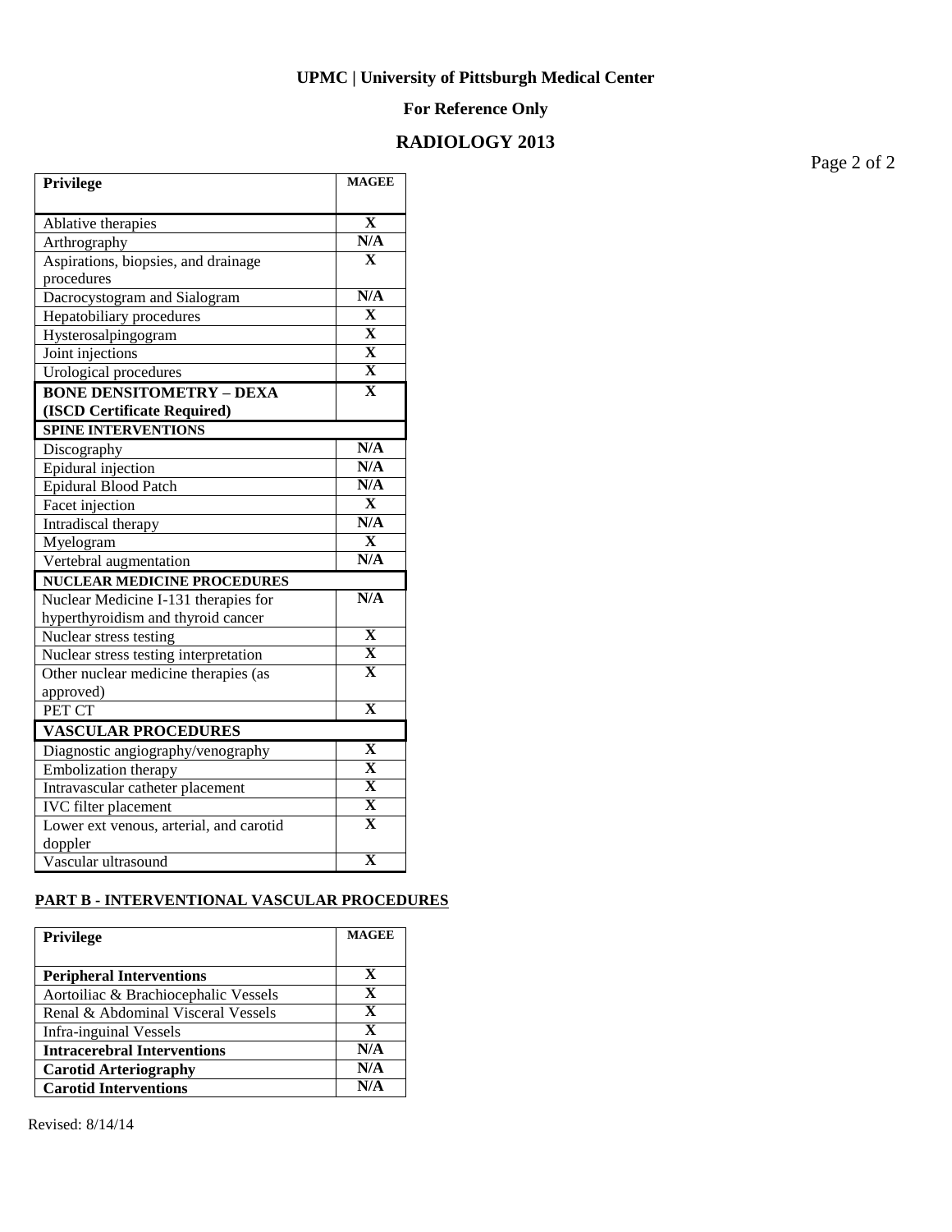**UPMC | University of Pittsburgh Medical Center**

**For Reference Only**

## RADIOLOGY 2013

| Privilege | MAGEE |
|---|---|
| Ablative therapies | X |
| Arthrography | N/A |
| Aspirations, biopsies, and drainage procedures | X |
| Dacrocystogram and Sialogram | N/A |
| Hepatobiliary procedures | X |
| Hysterosalpingogram | X |
| Joint injections | X |
| Urological procedures | X |
| **BONE DENSITOMETRY – DEXA (ISCD Certificate Required)** | X |
| **SPINE INTERVENTIONS** | |
| Discography | N/A |
| Epidural injection | N/A |
| Epidural Blood Patch | N/A |
| Facet injection | X |
| Intradiscal therapy | N/A |
| Myelogram | X |
| Vertebral augmentation | N/A |
| **NUCLEAR MEDICINE PROCEDURES** | |
| Nuclear Medicine I-131 therapies for hyperthyroidism and thyroid cancer | N/A |
| Nuclear stress testing | X |
| Nuclear stress testing interpretation | X |
| Other nuclear medicine therapies (as approved) | X |
| PET CT | X |
| **VASCULAR PROCEDURES** | |
| Diagnostic angiography/venography | X |
| Embolization therapy | X |
| Intravascular catheter placement | X |
| IVC filter placement | X |
| Lower ext venous, arterial, and carotid doppler | X |
| Vascular ultrasound | X |

**PART B - INTERVENTIONAL VASCULAR PROCEDURES**

| Privilege | MAGEE |
|---|---|
| **Peripheral Interventions** | X |
| Aortoiliac & Brachiocephalic Vessels | X |
| Renal & Abdominal Visceral Vessels | X |
| Infra-inguinal Vessels | X |
| **Intracerebral Interventions** | N/A |
| **Carotid Arteriography** | N/A |
| **Carotid Interventions** | N/A |

Revised: 8/14/14